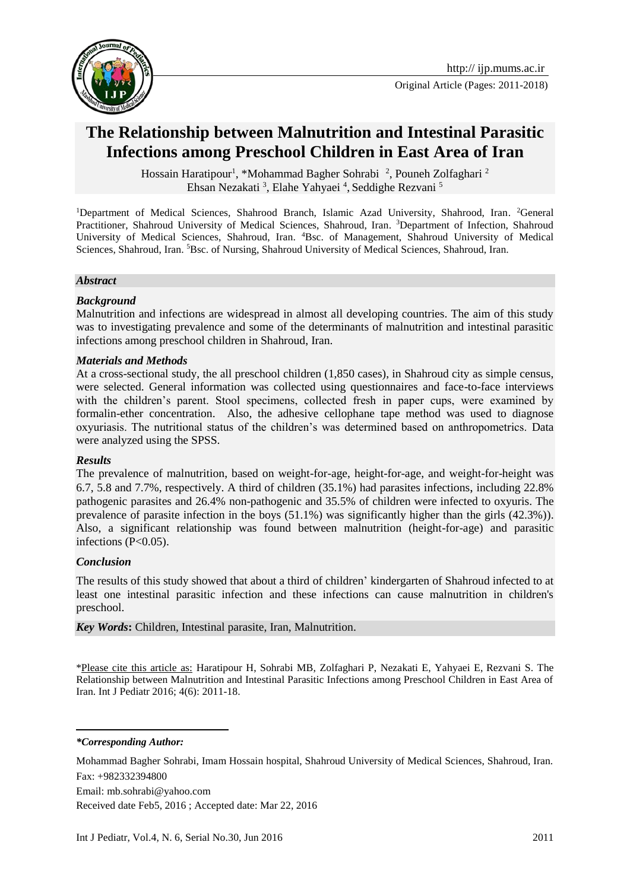Original Article (Pages: 2011-2018)

# The Relationship between Malnutrition and Intestinal Parasitic Infections among Preschool Children in East Area of Iran

Hossain Haratipour[1], *Mohammad Bagher Sohrabi [2], Pouneh Zolfaghari [2] Ehsan Nezakati [3], Elahe Yahyaei [4], Seddighe Rezvani [5]

[1]Department of Medical Sciences, Shahrood Branch, Islamic Azad University, Shahrood, Iran. [2]General Practitioner, Shahroud University of Medical Sciences, Shahroud, Iran. [3]Department of Infection, Shahroud University of Medical Sciences, Shahroud, Iran. [4]Bsc. of Management, Shahroud University of Medical Sciences, Shahroud, Iran. [5]Bsc. of Nursing, Shahroud University of Medical Sciences, Shahroud, Iran.

### *Abstract*

#### *Background*

Malnutrition and infections are widespread in almost all developing countries. The aim of this study was to investigating prevalence and some of the determinants of malnutrition and intestinal parasitic infections among preschool children in Shahroud, Iran.

#### *Materials and Methods*

At a cross-sectional study, the all preschool children (1,850 cases), in Shahroud city as simple census, were selected. General information was collected using questionnaires and face-to-face interviews with the children's parent. Stool specimens, collected fresh in paper cups, were examined by formalin-ether concentration. Also, the adhesive cellophane tape method was used to diagnose oxyuriasis. The nutritional status of the children's was determined based on anthropometrics. Data were analyzed using the SPSS.

#### *Results*

The prevalence of malnutrition, based on weight-for-age, height-for-age, and weight-for-height was 6.7, 5.8 and 7.7%, respectively. A third of children (35.1%) had parasites infections, including 22.8% pathogenic parasites and 26.4% non-pathogenic and 35.5% of children were infected to oxyuris. The prevalence of parasite infection in the boys (51.1%) was significantly higher than the girls (42.3%)). Also, a significant relationship was found between malnutrition (height-for-age) and parasitic infections ($P<0.05$).

#### *Conclusion*

The results of this study showed that about a third of children' kindergarten of Shahroud infected to at least one intestinal parasitic infection and these infections can cause malnutrition in children's preschool.

***Key Words*:** Children, Intestinal parasite, Iran, Malnutrition.

*Please cite this article as: Haratipour H, Sohrabi MB, Zolfaghari P, Nezakati E, Yahyaei E, Rezvani S. The Relationship between Malnutrition and Intestinal Parasitic Infections among Preschool Children in East Area of Iran. Int J Pediatr 2016; 4(6): 2011-18.

***Corresponding Author:***

Mohammad Bagher Sohrabi, Imam Hossain hospital, Shahroud University of Medical Sciences, Shahroud, Iran.

Fax: +982332394800

Email: mb.sohrabi@yahoo.com

Received date Feb5, 2016 ; Accepted date: Mar 22, 2016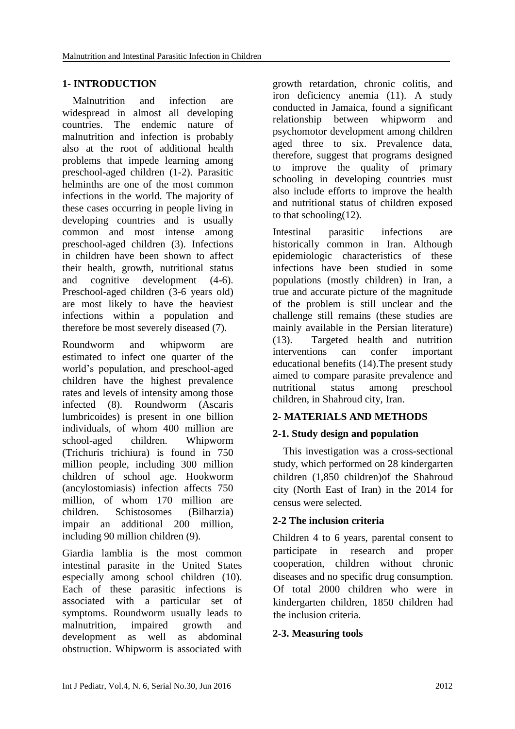## 1- INTRODUCTION

Malnutrition and infection are widespread in almost all developing countries. The endemic nature of malnutrition and infection is probably also at the root of additional health problems that impede learning among preschool-aged children (1-2). Parasitic helminths are one of the most common infections in the world. The majority of these cases occurring in people living in developing countries and is usually common and most intense among preschool-aged children (3). Infections in children have been shown to affect their health, growth, nutritional status and cognitive development (4-6). Preschool-aged children (3-6 years old) are most likely to have the heaviest infections within a population and therefore be most severely diseased (7).

Roundworm and whipworm are estimated to infect one quarter of the world's population, and preschool-aged children have the highest prevalence rates and levels of intensity among those infected (8). Roundworm (Ascaris lumbricoides) is present in one billion individuals, of whom 400 million are school-aged children. Whipworm (Trichuris trichiura) is found in 750 million people, including 300 million children of school age. Hookworm (ancylostomiasis) infection affects 750 million, of whom 170 million are children. Schistosomes (Bilharzia) impair an additional 200 million, including 90 million children (9).

Giardia lamblia is the most common intestinal parasite in the United States especially among school children (10). Each of these parasitic infections is associated with a particular set of symptoms. Roundworm usually leads to malnutrition, impaired growth and development as well as abdominal obstruction. Whipworm is associated with growth retardation, chronic colitis, and iron deficiency anemia (11). A study conducted in Jamaica, found a significant relationship between whipworm and psychomotor development among children aged three to six. Prevalence data, therefore, suggest that programs designed to improve the quality of primary schooling in developing countries must also include efforts to improve the health and nutritional status of children exposed to that schooling(12).

Intestinal parasitic infections are historically common in Iran. Although epidemiologic characteristics of these infections have been studied in some populations (mostly children) in Iran, a true and accurate picture of the magnitude of the problem is still unclear and the challenge still remains (these studies are mainly available in the Persian literature) (13). Targeted health and nutrition interventions can confer important educational benefits (14).The present study aimed to compare parasite prevalence and nutritional status among preschool children, in Shahroud city, Iran.

## 2- MATERIALS AND METHODS

### 2-1. Study design and population

This investigation was a cross-sectional study, which performed on 28 kindergarten children (1,850 children)of the Shahroud city (North East of Iran) in the 2014 for census were selected.

### 2-2 The inclusion criteria

Children 4 to 6 years, parental consent to participate in research and proper cooperation, children without chronic diseases and no specific drug consumption. Of total 2000 children who were in kindergarten children, 1850 children had the inclusion criteria.

### 2-3. Measuring tools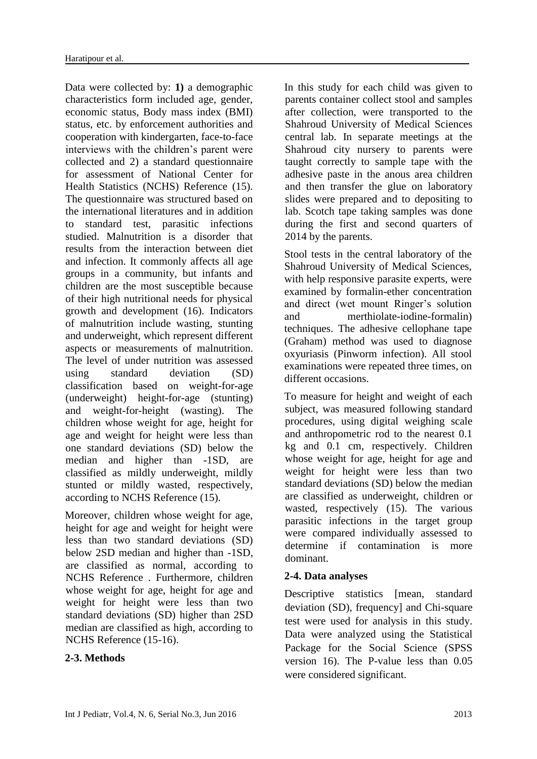Data were collected by: **1)** a demographic characteristics form included age, gender, economic status, Body mass index (BMI) status, etc. by enforcement authorities and cooperation with kindergarten, face-to-face interviews with the children's parent were collected and 2) a standard questionnaire for assessment of National Center for Health Statistics (NCHS) Reference (15). The questionnaire was structured based on the international literatures and in addition to standard test, parasitic infections studied. Malnutrition is a disorder that results from the interaction between diet and infection. It commonly affects all age groups in a community, but infants and children are the most susceptible because of their high nutritional needs for physical growth and development (16). Indicators of malnutrition include wasting, stunting and underweight, which represent different aspects or measurements of malnutrition. The level of under nutrition was assessed using standard deviation (SD) classification based on weight-for-age (underweight) height-for-age (stunting) and weight-for-height (wasting). The children whose weight for age, height for age and weight for height were less than one standard deviations (SD) below the median and higher than -1SD, are classified as mildly underweight, mildly stunted or mildly wasted, respectively, according to NCHS Reference (15).

Moreover, children whose weight for age, height for age and weight for height were less than two standard deviations (SD) below 2SD median and higher than -1SD, are classified as normal, according to NCHS Reference . Furthermore, children whose weight for age, height for age and weight for height were less than two standard deviations (SD) higher than 2SD median are classified as high, according to NCHS Reference (15-16).

## 2-3. Methods

In this study for each child was given to parents container collect stool and samples after collection, were transported to the Shahroud University of Medical Sciences central lab. In separate meetings at the Shahroud city nursery to parents were taught correctly to sample tape with the adhesive paste in the anous area children and then transfer the glue on laboratory slides were prepared and to depositing to lab. Scotch tape taking samples was done during the first and second quarters of 2014 by the parents.

Stool tests in the central laboratory of the Shahroud University of Medical Sciences, with help responsive parasite experts, were examined by formalin-ether concentration and direct (wet mount Ringer's solution and merthiolate-iodine-formalin) techniques. The adhesive cellophane tape (Graham) method was used to diagnose oxyuriasis (Pinworm infection). All stool examinations were repeated three times, on different occasions.

To measure for height and weight of each subject, was measured following standard procedures, using digital weighing scale and anthropometric rod to the nearest 0.1 kg and 0.1 cm, respectively. Children whose weight for age, height for age and weight for height were less than two standard deviations (SD) below the median are classified as underweight, children or wasted, respectively (15). The various parasitic infections in the target group were compared individually assessed to determine if contamination is more dominant.

## 2-4. Data analyses

Descriptive statistics [mean, standard deviation (SD), frequency] and Chi-square test were used for analysis in this study. Data were analyzed using the Statistical Package for the Social Science (SPSS version 16). The P-value less than 0.05 were considered significant.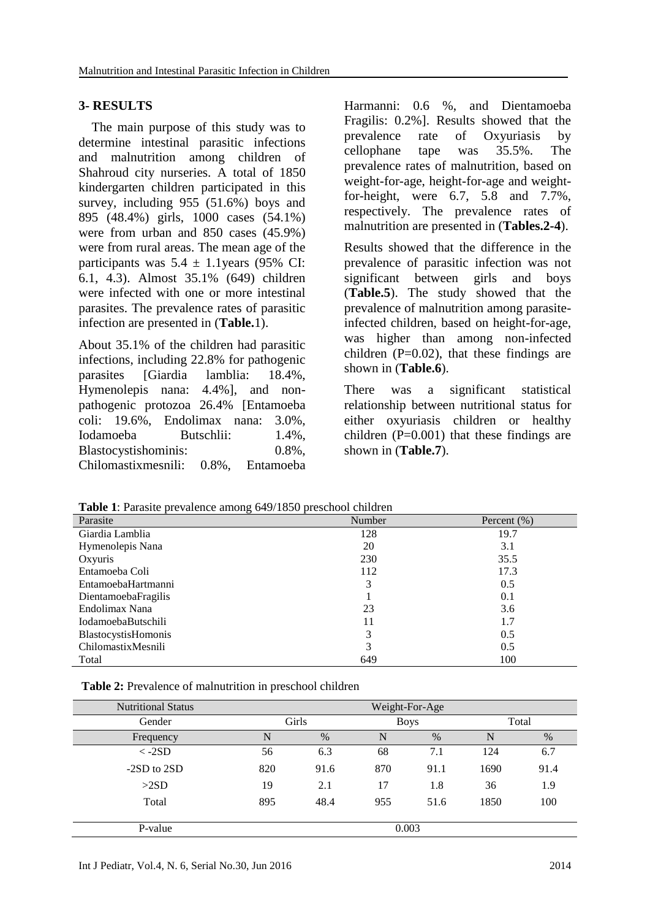## 3- RESULTS

The main purpose of this study was to determine intestinal parasitic infections and malnutrition among children of Shahroud city nurseries. A total of 1850 kindergarten children participated in this survey, including 955 (51.6%) boys and 895 (48.4%) girls, 1000 cases (54.1%) were from urban and 850 cases (45.9%) were from rural areas. The mean age of the participants was 5.4 ± 1.1years (95% CI: 6.1, 4.3). Almost 35.1% (649) children were infected with one or more intestinal parasites. The prevalence rates of parasitic infection are presented in (**Table.**1).

About 35.1% of the children had parasitic infections, including 22.8% for pathogenic parasites [Giardia lamblia: 18.4%, Hymenolepis nana: 4.4%], and non-pathogenic protozoa 26.4% [Entamoeba coli: 19.6%, Endolimax nana: 3.0%, Iodamoeba Butschlii: 1.4%, Blastocystishominis: 0.8%, Chilomastixmesnili: 0.8%, Entamoeba Harmanni: 0.6 %, and Dientamoeba Fragilis: 0.2%]. Results showed that the prevalence rate of Oxyuriasis by cellophane tape was 35.5%. The prevalence rates of malnutrition, based on weight-for-age, height-for-age and weight-for-height, were 6.7, 5.8 and 7.7%, respectively. The prevalence rates of malnutrition are presented in (**Tables.2-4**).

Results showed that the difference in the prevalence of parasitic infection was not significant between girls and boys (**Table.5**). The study showed that the prevalence of malnutrition among parasite-infected children, based on height-for-age, was higher than among non-infected children (P=0.02), that these findings are shown in (**Table.6**).

There was a significant statistical relationship between nutritional status for either oxyuriasis children or healthy children (P=0.001) that these findings are shown in (**Table.7**).

**Table 1**: Parasite prevalence among 649/1850 preschool children

| Parasite | Number | Percent (%) |
|---|---|---|
| Giardia Lamblia | 128 | 19.7 |
| Hymenolepis Nana | 20 | 3.1 |
| Oxyuris | 230 | 35.5 |
| Entamoeba Coli | 112 | 17.3 |
| EntamoebaHartmanni | 3 | 0.5 |
| DientamoebaFragilis | 1 | 0.1 |
| Endolimax Nana | 23 | 3.6 |
| IodamoebaButschili | 11 | 1.7 |
| BlastocystisHomonis | 3 | 0.5 |
| ChilomastixMesnili | 3 | 0.5 |
| Total | 649 | 100 |

**Table 2:** Prevalence of malnutrition in preschool children

| Nutritional Status | Weight-For-Age | | | | | |
|---|---|---|---|---|---|---|
| Gender | Girls | | Boys | | Total | |
| Frequency | N | % | N | % | N | % |
| < -2SD | 56 | 6.3 | 68 | 7.1 | 124 | 6.7 |
| -2SD to 2SD | 820 | 91.6 | 870 | 91.1 | 1690 | 91.4 |
| >2SD | 19 | 2.1 | 17 | 1.8 | 36 | 1.9 |
| Total | 895 | 48.4 | 955 | 51.6 | 1850 | 100 |
| P-value | 0.003 | | | | | |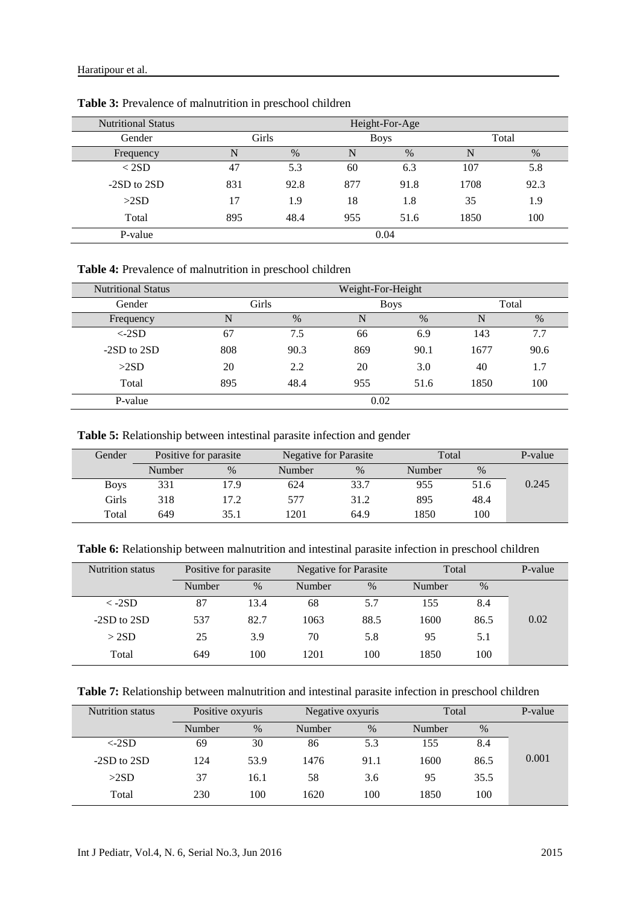**Table 3:** Prevalence of malnutrition in preschool children

| Nutritional Status | Height-For-Age | | | | | |
|---|---|---|---|---|---|---|
| Gender | Girls | | Boys | | Total | |
| Frequency | N | % | N | % | N | % |
| < 2SD | 47 | 5.3 | 60 | 6.3 | 107 | 5.8 |
| -2SD to 2SD | 831 | 92.8 | 877 | 91.8 | 1708 | 92.3 |
| >2SD | 17 | 1.9 | 18 | 1.8 | 35 | 1.9 |
| Total | 895 | 48.4 | 955 | 51.6 | 1850 | 100 |
| P-value | 0.04 | | | | | |

**Table 4:** Prevalence of malnutrition in preschool children

| Nutritional Status | Weight-For-Height | | | | | |
|---|---|---|---|---|---|---|
| Gender | Girls | | Boys | | Total | |
| Frequency | N | % | N | % | N | % |
| <-2SD | 67 | 7.5 | 66 | 6.9 | 143 | 7.7 |
| -2SD to 2SD | 808 | 90.3 | 869 | 90.1 | 1677 | 90.6 |
| >2SD | 20 | 2.2 | 20 | 3.0 | 40 | 1.7 |
| Total | 895 | 48.4 | 955 | 51.6 | 1850 | 100 |
| P-value | 0.02 | | | | | |

**Table 5:** Relationship between intestinal parasite infection and gender

| Gender | Positive for parasite | | Negative for Parasite | | Total | | P-value |
|---|---|---|---|---|---|---|---|
| | Number | % | Number | % | Number | % | |
| Boys | 331 | 17.9 | 624 | 33.7 | 955 | 51.6 | 0.245 |
| Girls | 318 | 17.2 | 577 | 31.2 | 895 | 48.4 | |
| Total | 649 | 35.1 | 1201 | 64.9 | 1850 | 100 | |

**Table 6:** Relationship between malnutrition and intestinal parasite infection in preschool children

| Nutrition status | Positive for parasite | | Negative for Parasite | | Total | | P-value |
|---|---|---|---|---|---|---|---|
| | Number | % | Number | % | Number | % | |
| < -2SD | 87 | 13.4 | 68 | 5.7 | 155 | 8.4 | 0.02 |
| -2SD to 2SD | 537 | 82.7 | 1063 | 88.5 | 1600 | 86.5 | |
| > 2SD | 25 | 3.9 | 70 | 5.8 | 95 | 5.1 | |
| Total | 649 | 100 | 1201 | 100 | 1850 | 100 | |

**Table 7:** Relationship between malnutrition and intestinal parasite infection in preschool children

| Nutrition status | Positive oxyuris | | Negative oxyuris | | Total | | P-value |
|---|---|---|---|---|---|---|---|
| | Number | % | Number | % | Number | % | |
| <-2SD | 69 | 30 | 86 | 5.3 | 155 | 8.4 | 0.001 |
| -2SD to 2SD | 124 | 53.9 | 1476 | 91.1 | 1600 | 86.5 | |
| >2SD | 37 | 16.1 | 58 | 3.6 | 95 | 35.5 | |
| Total | 230 | 100 | 1620 | 100 | 1850 | 100 | |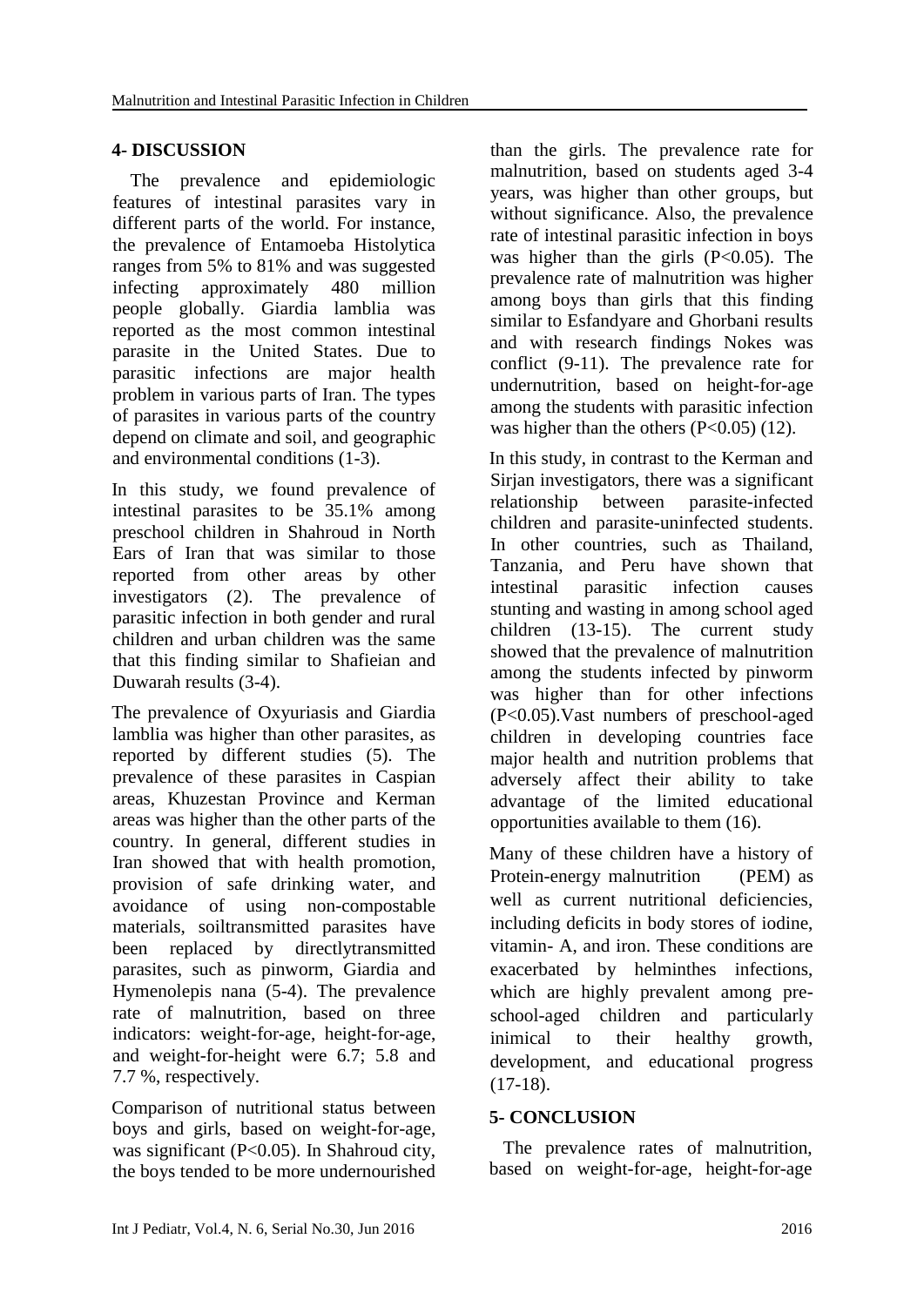## 4- DISCUSSION

The prevalence and epidemiologic features of intestinal parasites vary in different parts of the world. For instance, the prevalence of Entamoeba Histolytica ranges from 5% to 81% and was suggested infecting approximately 480 million people globally. Giardia lamblia was reported as the most common intestinal parasite in the United States. Due to parasitic infections are major health problem in various parts of Iran. The types of parasites in various parts of the country depend on climate and soil, and geographic and environmental conditions (1-3).

In this study, we found prevalence of intestinal parasites to be 35.1% among preschool children in Shahroud in North Ears of Iran that was similar to those reported from other areas by other investigators (2). The prevalence of parasitic infection in both gender and rural children and urban children was the same that this finding similar to Shafieian and Duwarah results (3-4).

The prevalence of Oxyuriasis and Giardia lamblia was higher than other parasites, as reported by different studies (5). The prevalence of these parasites in Caspian areas, Khuzestan Province and Kerman areas was higher than the other parts of the country. In general, different studies in Iran showed that with health promotion, provision of safe drinking water, and avoidance of using non-compostable materials, soiltransmitted parasites have been replaced by directlytransmitted parasites, such as pinworm, Giardia and Hymenolepis nana (5-4). The prevalence rate of malnutrition, based on three indicators: weight-for-age, height-for-age, and weight-for-height were 6.7; 5.8 and 7.7 %, respectively.

Comparison of nutritional status between boys and girls, based on weight-for-age, was significant (P<0.05). In Shahroud city, the boys tended to be more undernourished than the girls. The prevalence rate for malnutrition, based on students aged 3-4 years, was higher than other groups, but without significance. Also, the prevalence rate of intestinal parasitic infection in boys was higher than the girls (P<0.05). The prevalence rate of malnutrition was higher among boys than girls that this finding similar to Esfandyare and Ghorbani results and with research findings Nokes was conflict (9-11). The prevalence rate for undernutrition, based on height-for-age among the students with parasitic infection was higher than the others (P<0.05) (12).

In this study, in contrast to the Kerman and Sirjan investigators, there was a significant relationship between parasite-infected children and parasite-uninfected students. In other countries, such as Thailand, Tanzania, and Peru have shown that intestinal parasitic infection causes stunting and wasting in among school aged children (13-15). The current study showed that the prevalence of malnutrition among the students infected by pinworm was higher than for other infections (P<0.05).Vast numbers of preschool-aged children in developing countries face major health and nutrition problems that adversely affect their ability to take advantage of the limited educational opportunities available to them (16).

Many of these children have a history of Protein-energy malnutrition (PEM) as well as current nutritional deficiencies, including deficits in body stores of iodine, vitamin- A, and iron. These conditions are exacerbated by helminthes infections, which are highly prevalent among pre-school-aged children and particularly inimical to their healthy growth, development, and educational progress (17-18).

## 5- CONCLUSION

The prevalence rates of malnutrition, based on weight-for-age, height-for-age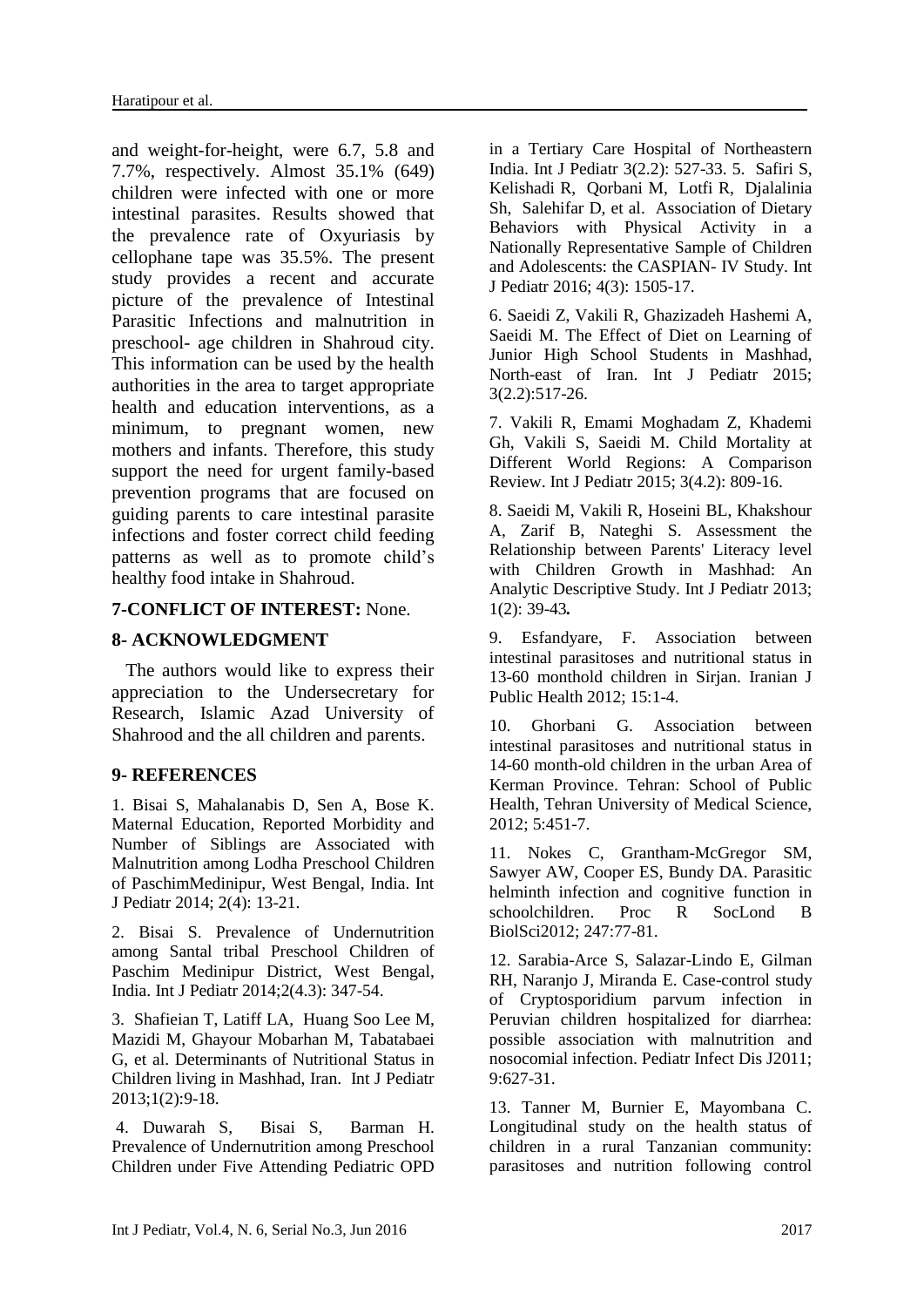and weight-for-height, were 6.7, 5.8 and 7.7%, respectively. Almost 35.1% (649) children were infected with one or more intestinal parasites. Results showed that the prevalence rate of Oxyuriasis by cellophane tape was 35.5%. The present study provides a recent and accurate picture of the prevalence of Intestinal Parasitic Infections and malnutrition in preschool- age children in Shahroud city. This information can be used by the health authorities in the area to target appropriate health and education interventions, as a minimum, to pregnant women, new mothers and infants. Therefore, this study support the need for urgent family-based prevention programs that are focused on guiding parents to care intestinal parasite infections and foster correct child feeding patterns as well as to promote child's healthy food intake in Shahroud.

## 7-CONFLICT OF INTEREST: None.

## 8- ACKNOWLEDGMENT

The authors would like to express their appreciation to the Undersecretary for Research, Islamic Azad University of Shahrood and the all children and parents.

## 9- REFERENCES

1. Bisai S, Mahalanabis D, Sen A, Bose K. Maternal Education, Reported Morbidity and Number of Siblings are Associated with Malnutrition among Lodha Preschool Children of PaschimMedinipur, West Bengal, India. Int J Pediatr 2014; 2(4): 13-21.

2. Bisai S. Prevalence of Undernutrition among Santal tribal Preschool Children of Paschim Medinipur District, West Bengal, India. Int J Pediatr 2014;2(4.3): 347-54.

3. Shafieian T, Latiff LA, Huang Soo Lee M, Mazidi M, Ghayour Mobarhan M, Tabatabaei G, et al. Determinants of Nutritional Status in Children living in Mashhad, Iran. Int J Pediatr 2013;1(2):9-18.

4. Duwarah S, Bisai S, Barman H. Prevalence of Undernutrition among Preschool Children under Five Attending Pediatric OPD in a Tertiary Care Hospital of Northeastern India. Int J Pediatr 3(2.2): 527-33. 5. Safiri S, Kelishadi R, Qorbani M, Lotfi R, Djalalinia Sh, Salehifar D, et al. Association of Dietary Behaviors with Physical Activity in a Nationally Representative Sample of Children and Adolescents: the CASPIAN- IV Study. Int J Pediatr 2016; 4(3): 1505-17.

6. Saeidi Z, Vakili R, Ghazizadeh Hashemi A, Saeidi M. The Effect of Diet on Learning of Junior High School Students in Mashhad, North-east of Iran. Int J Pediatr 2015; 3(2.2):517-26.

7. Vakili R, Emami Moghadam Z, Khademi Gh, Vakili S, Saeidi M. Child Mortality at Different World Regions: A Comparison Review. Int J Pediatr 2015; 3(4.2): 809-16.

8. Saeidi M, Vakili R, Hoseini BL, Khakshour A, Zarif B, Nateghi S. Assessment the Relationship between Parents' Literacy level with Children Growth in Mashhad: An Analytic Descriptive Study. Int J Pediatr 2013; 1(2): 39-43*.*

9. Esfandyare, F. Association between intestinal parasitoses and nutritional status in 13-60 monthold children in Sirjan. Iranian J Public Health 2012; 15:1-4.

10. Ghorbani G. Association between intestinal parasitoses and nutritional status in 14-60 month-old children in the urban Area of Kerman Province. Tehran: School of Public Health, Tehran University of Medical Science, 2012; 5:451-7.

11. Nokes C, Grantham-McGregor SM, Sawyer AW, Cooper ES, Bundy DA. Parasitic helminth infection and cognitive function in schoolchildren. Proc R SocLond B BiolSci2012; 247:77-81.

12. Sarabia-Arce S, Salazar-Lindo E, Gilman RH, Naranjo J, Miranda E. Case-control study of Cryptosporidium parvum infection in Peruvian children hospitalized for diarrhea: possible association with malnutrition and nosocomial infection. Pediatr Infect Dis J2011; 9:627-31.

13. Tanner M, Burnier E, Mayombana C. Longitudinal study on the health status of children in a rural Tanzanian community: parasitoses and nutrition following control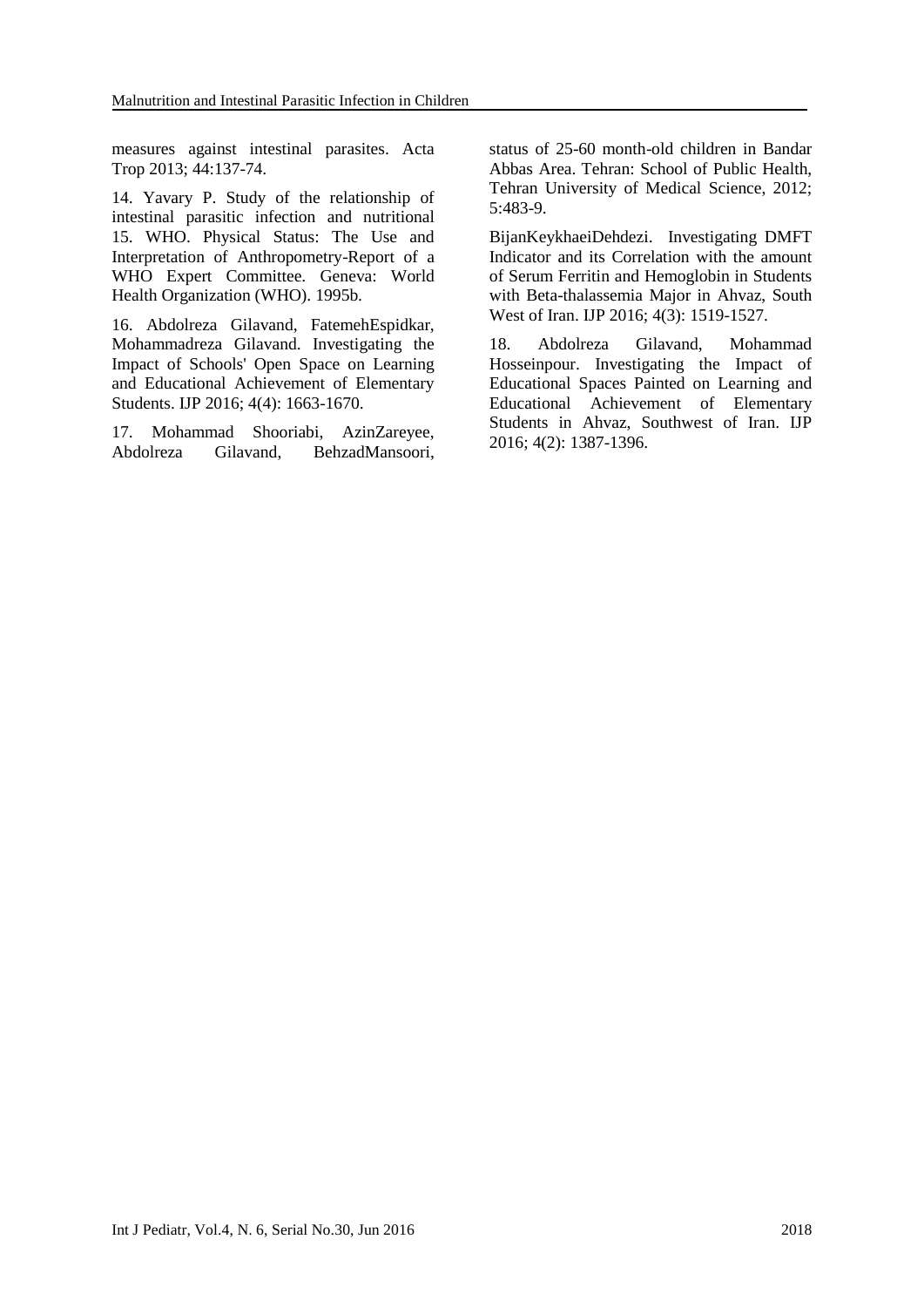measures against intestinal parasites. Acta Trop 2013; 44:137-74.

14. Yavary P. Study of the relationship of intestinal parasitic infection and nutritional status of 25-60 month-old children in Bandar Abbas Area. Tehran: School of Public Health, Tehran University of Medical Science, 2012; 5:483-9.

15. WHO. Physical Status: The Use and Interpretation of Anthropometry-Report of a WHO Expert Committee. Geneva: World Health Organization (WHO). 1995b.

16. Abdolreza Gilavand, FatemehEspidkar, Mohammadreza Gilavand. Investigating the Impact of Schools' Open Space on Learning and Educational Achievement of Elementary Students. IJP 2016; 4(4): 1663-1670.

17. Mohammad Shooriabi, AzinZareyee, Abdolreza Gilavand, BehzadMansoori, BijanKeykhaeiDehdezi. Investigating DMFT Indicator and its Correlation with the amount of Serum Ferritin and Hemoglobin in Students with Beta-thalassemia Major in Ahvaz, South West of Iran. IJP 2016; 4(3): 1519-1527.

18. Abdolreza Gilavand, Mohammad Hosseinpour. Investigating the Impact of Educational Spaces Painted on Learning and Educational Achievement of Elementary Students in Ahvaz, Southwest of Iran. IJP 2016; 4(2): 1387-1396.